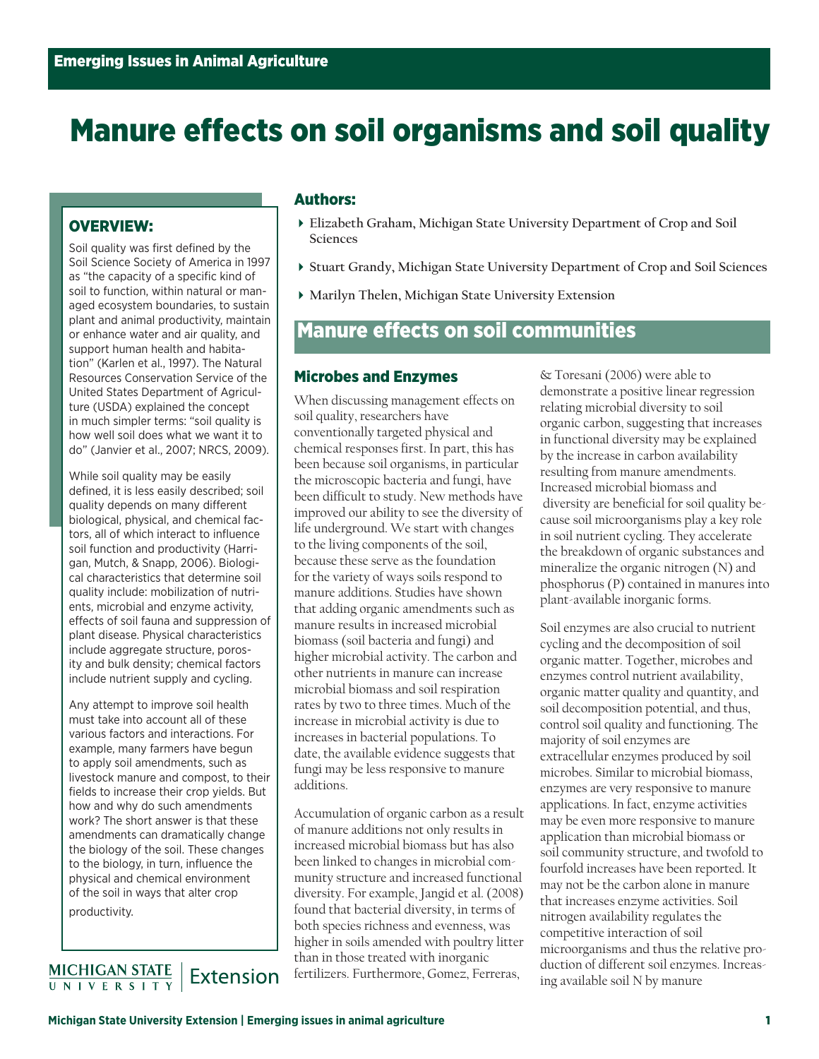Emerging Issues in Animal Agriculture

# Manure effects on soil organisms and soil quality

## OVERVIEW:

Soil quality was first defined by the Soil Science Society of America in 1997 as "the capacity of a specific kind of soil to function, within natural or managed ecosystem boundaries, to sustain plant and animal productivity, maintain or enhance water and air quality, and support human health and habitation" (Karlen et al., 1997). The Natural Resources Conservation Service of the United States Department of Agriculture (USDA) explained the concept in much simpler terms: "soil quality is how well soil does what we want it to do" (Janvier et al., 2007; NRCS, 2009).

While soil quality may be easily defined, it is less easily described; soil quality depends on many different biological, physical, and chemical factors, all of which interact to influence soil function and productivity (Harrigan, Mutch, & Snapp, 2006). Biological characteristics that determine soil quality include: mobilization of nutrients, microbial and enzyme activity, effects of soil fauna and suppression of plant disease. Physical characteristics include aggregate structure, porosity and bulk density; chemical factors include nutrient supply and cycling.

Any attempt to improve soil health must take into account all of these various factors and interactions. For example, many farmers have begun to apply soil amendments, such as livestock manure and compost, to their fields to increase their crop yields. But how and why do such amendments work? The short answer is that these amendments can dramatically change the biology of the soil. These changes to the biology, in turn, influence the physical and chemical environment of the soil in ways that alter crop productivity.

## Authors:

- **Elizabeth Graham, Michigan State University Department of Crop and Soil Sciences**
- **Stuart Grandy, Michigan State University Department of Crop and Soil Sciences**
- **Marilyn Thelen, Michigan State University Extension**

## Manure effects on soil communities

### Microbes and Enzymes

When discussing management effects on soil quality, researchers have conventionally targeted physical and chemical responses first. In part, this has been because soil organisms, in particular the microscopic bacteria and fungi, have been difficult to study. New methods have improved our ability to see the diversity of life underground. We start with changes to the living components of the soil, because these serve as the foundation for the variety of ways soils respond to manure additions. Studies have shown that adding organic amendments such as manure results in increased microbial biomass (soil bacteria and fungi) and higher microbial activity. The carbon and other nutrients in manure can increase microbial biomass and soil respiration rates by two to three times. Much of the increase in microbial activity is due to increases in bacterial populations. To date, the available evidence suggests that fungi may be less responsive to manure additions.

Accumulation of organic carbon as a result of manure additions not only results in increased microbial biomass but has also been linked to changes in microbial community structure and increased functional diversity. For example, Jangid et al. (2008) found that bacterial diversity, in terms of both species richness and evenness, was higher in soils amended with poultry litter than in those treated with inorganic fertilizers. Furthermore, Gomez, Ferreras, & Toresani (2006) were able to demonstrate a positive linear regression relating microbial diversity to soil organic carbon, suggesting that increases in functional diversity may be explained by the increase in carbon availability resulting from manure amendments. Increased microbial biomass and diversity are beneficial for soil quality because soil microorganisms play a key role in soil nutrient cycling. They accelerate the breakdown of organic substances and mineralize the organic nitrogen (N) and phosphorus (P) contained in manures into plant-available inorganic forms.

Soil enzymes are also crucial to nutrient cycling and the decomposition of soil organic matter. Together, microbes and enzymes control nutrient availability, organic matter quality and quantity, and soil decomposition potential, and thus, control soil quality and functioning. The majority of soil enzymes are extracellular enzymes produced by soil microbes. Similar to microbial biomass, enzymes are very responsive to manure applications. In fact, enzyme activities may be even more responsive to manure application than microbial biomass or soil community structure, and twofold to fourfold increases have been reported. It may not be the carbon alone in manure that increases enzyme activities. Soil nitrogen availability regulates the competitive interaction of soil microorganisms and thus the relative production of different soil enzymes. Increasing available soil N by manure

MICHIGAN STATE UNIVERSITY | Extension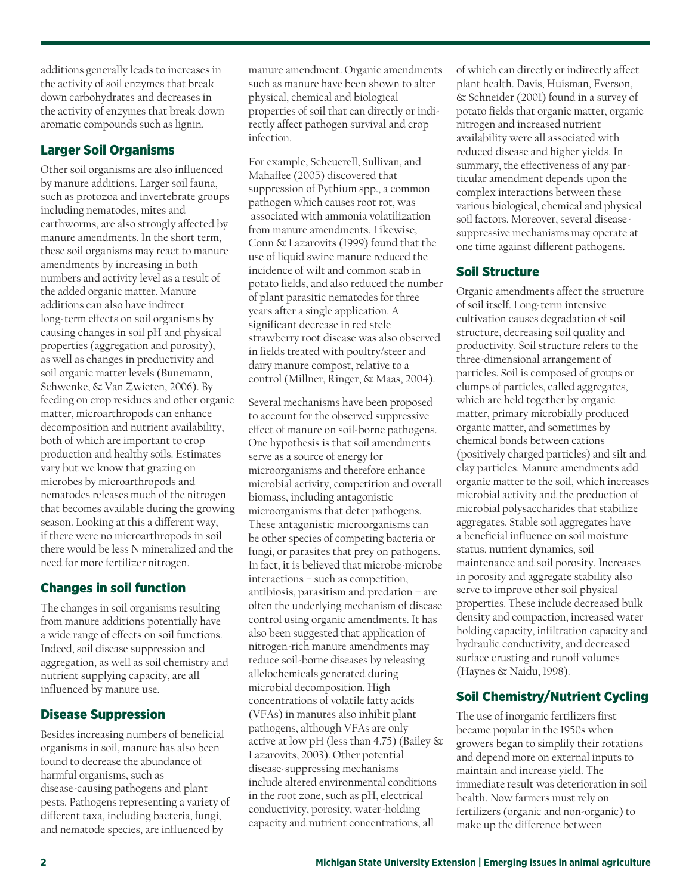additions generally leads to increases in the activity of soil enzymes that break down carbohydrates and decreases in the activity of enzymes that break down aromatic compounds such as lignin.

## Larger Soil Organisms

Other soil organisms are also influenced by manure additions. Larger soil fauna, such as protozoa and invertebrate groups including nematodes, mites and earthworms, are also strongly affected by manure amendments. In the short term, these soil organisms may react to manure amendments by increasing in both numbers and activity level as a result of the added organic matter. Manure additions can also have indirect long-term effects on soil organisms by causing changes in soil pH and physical properties (aggregation and porosity), as well as changes in productivity and soil organic matter levels (Bunemann, Schwenke, & Van Zwieten, 2006). By feeding on crop residues and other organic matter, microarthropods can enhance decomposition and nutrient availability, both of which are important to crop production and healthy soils. Estimates vary but we know that grazing on microbes by microarthropods and nematodes releases much of the nitrogen that becomes available during the growing season. Looking at this a different way, if there were no microarthropods in soil there would be less N mineralized and the need for more fertilizer nitrogen.

## Changes in soil function

The changes in soil organisms resulting from manure additions potentially have a wide range of effects on soil functions. Indeed, soil disease suppression and aggregation, as well as soil chemistry and nutrient supplying capacity, are all influenced by manure use.

## Disease Suppression

Besides increasing numbers of beneficial organisms in soil, manure has also been found to decrease the abundance of harmful organisms, such as disease-causing pathogens and plant pests. Pathogens representing a variety of different taxa, including bacteria, fungi, and nematode species, are influenced by manure amendment. Organic amendments such as manure have been shown to alter physical, chemical and biological properties of soil that can directly or indirectly affect pathogen survival and crop infection.

For example, Scheuerell, Sullivan, and Mahaffee (2005) discovered that suppression of Pythium spp., a common pathogen which causes root rot, was associated with ammonia volatilization from manure amendments. Likewise, Conn & Lazarovits (1999) found that the use of liquid swine manure reduced the incidence of wilt and common scab in potato fields, and also reduced the number of plant parasitic nematodes for three years after a single application. A significant decrease in red stele strawberry root disease was also observed in fields treated with poultry/steer and dairy manure compost, relative to a control (Millner, Ringer, & Maas, 2004).

Several mechanisms have been proposed to account for the observed suppressive effect of manure on soil-borne pathogens. One hypothesis is that soil amendments serve as a source of energy for microorganisms and therefore enhance microbial activity, competition and overall biomass, including antagonistic microorganisms that deter pathogens. These antagonistic microorganisms can be other species of competing bacteria or fungi, or parasites that prey on pathogens. In fact, it is believed that microbe-microbe interactions – such as competition, antibiosis, parasitism and predation – are often the underlying mechanism of disease control using organic amendments. It has also been suggested that application of nitrogen-rich manure amendments may reduce soil-borne diseases by releasing allelochemicals generated during microbial decomposition. High concentrations of volatile fatty acids (VFAs) in manures also inhibit plant pathogens, although VFAs are only active at low pH (less than 4.75) (Bailey & Lazarovits, 2003). Other potential disease-suppressing mechanisms include altered environmental conditions in the root zone, such as pH, electrical conductivity, porosity, water-holding capacity and nutrient concentrations, all of which can directly or indirectly affect plant health. Davis, Huisman, Everson, & Schneider (2001) found in a survey of potato fields that organic matter, organic nitrogen and increased nutrient availability were all associated with reduced disease and higher yields. In summary, the effectiveness of any particular amendment depends upon the complex interactions between these various biological, chemical and physical soil factors. Moreover, several disease-suppressive mechanisms may operate at one time against different pathogens.

## Soil Structure

Organic amendments affect the structure of soil itself. Long-term intensive cultivation causes degradation of soil structure, decreasing soil quality and productivity. Soil structure refers to the three-dimensional arrangement of particles. Soil is composed of groups or clumps of particles, called aggregates, which are held together by organic matter, primary microbially produced organic matter, and sometimes by chemical bonds between cations (positively charged particles) and silt and clay particles. Manure amendments add organic matter to the soil, which increases microbial activity and the production of microbial polysaccharides that stabilize aggregates. Stable soil aggregates have a beneficial influence on soil moisture status, nutrient dynamics, soil maintenance and soil porosity. Increases in porosity and aggregate stability also serve to improve other soil physical properties. These include decreased bulk density and compaction, increased water holding capacity, infiltration capacity and hydraulic conductivity, and decreased surface crusting and runoff volumes (Haynes & Naidu, 1998).

## Soil Chemistry/Nutrient Cycling

The use of inorganic fertilizers first became popular in the 1950s when growers began to simplify their rotations and depend more on external inputs to maintain and increase yield. The immediate result was deterioration in soil health. Now farmers must rely on fertilizers (organic and non-organic) to make up the difference between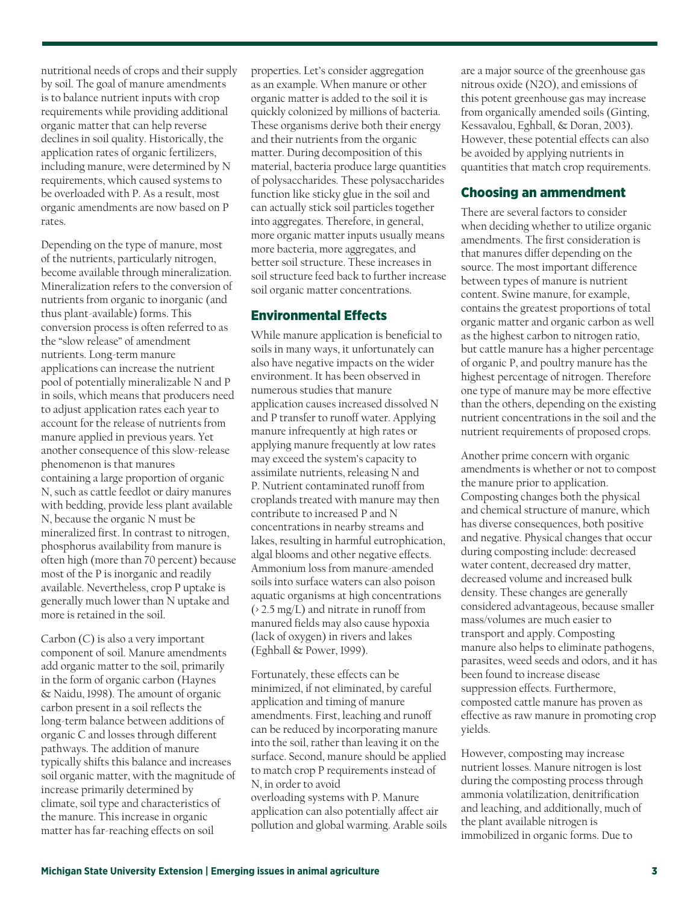nutritional needs of crops and their supply by soil. The goal of manure amendments is to balance nutrient inputs with crop requirements while providing additional organic matter that can help reverse declines in soil quality. Historically, the application rates of organic fertilizers, including manure, were determined by N requirements, which caused systems to be overloaded with P. As a result, most organic amendments are now based on P rates.

Depending on the type of manure, most of the nutrients, particularly nitrogen, become available through mineralization. Mineralization refers to the conversion of nutrients from organic to inorganic (and thus plant-available) forms. This conversion process is often referred to as the "slow release" of amendment nutrients. Long-term manure applications can increase the nutrient pool of potentially mineralizable N and P in soils, which means that producers need to adjust application rates each year to account for the release of nutrients from manure applied in previous years. Yet another consequence of this slow-release phenomenon is that manures containing a large proportion of organic N, such as cattle feedlot or dairy manures with bedding, provide less plant available N, because the organic N must be mineralized first. In contrast to nitrogen, phosphorus availability from manure is often high (more than 70 percent) because most of the P is inorganic and readily available. Nevertheless, crop P uptake is generally much lower than N uptake and more is retained in the soil.

Carbon (C) is also a very important component of soil. Manure amendments add organic matter to the soil, primarily in the form of organic carbon (Haynes & Naidu, 1998). The amount of organic carbon present in a soil reflects the long-term balance between additions of organic C and losses through different pathways. The addition of manure typically shifts this balance and increases soil organic matter, with the magnitude of increase primarily determined by climate, soil type and characteristics of the manure. This increase in organic matter has far-reaching effects on soil properties. Let's consider aggregation as an example. When manure or other organic matter is added to the soil it is quickly colonized by millions of bacteria. These organisms derive both their energy and their nutrients from the organic matter. During decomposition of this material, bacteria produce large quantities of polysaccharides. These polysaccharides function like sticky glue in the soil and can actually stick soil particles together into aggregates. Therefore, in general, more organic matter inputs usually means more bacteria, more aggregates, and better soil structure. These increases in soil structure feed back to further increase soil organic matter concentrations.

## Environmental Effects

While manure application is beneficial to soils in many ways, it unfortunately can also have negative impacts on the wider environment. It has been observed in numerous studies that manure application causes increased dissolved N and P transfer to runoff water. Applying manure infrequently at high rates or applying manure frequently at low rates may exceed the system's capacity to assimilate nutrients, releasing N and P. Nutrient contaminated runoff from croplands treated with manure may then contribute to increased P and N concentrations in nearby streams and lakes, resulting in harmful eutrophication, algal blooms and other negative effects. Ammonium loss from manure-amended soils into surface waters can also poison aquatic organisms at high concentrations (> 2.5 mg/L) and nitrate in runoff from manured fields may also cause hypoxia (lack of oxygen) in rivers and lakes (Eghball & Power, 1999).

Fortunately, these effects can be minimized, if not eliminated, by careful application and timing of manure amendments. First, leaching and runoff can be reduced by incorporating manure into the soil, rather than leaving it on the surface. Second, manure should be applied to match crop P requirements instead of N, in order to avoid overloading systems with P. Manure application can also potentially affect air pollution and global warming. Arable soils are a major source of the greenhouse gas nitrous oxide ($N_2O$), and emissions of this potent greenhouse gas may increase from organically amended soils (Ginting, Kessavalou, Eghball, & Doran, 2003). However, these potential effects can also be avoided by applying nutrients in quantities that match crop requirements.

## Choosing an ammendment

There are several factors to consider when deciding whether to utilize organic amendments. The first consideration is that manures differ depending on the source. The most important difference between types of manure is nutrient content. Swine manure, for example, contains the greatest proportions of total organic matter and organic carbon as well as the highest carbon to nitrogen ratio, but cattle manure has a higher percentage of organic P, and poultry manure has the highest percentage of nitrogen. Therefore one type of manure may be more effective than the others, depending on the existing nutrient concentrations in the soil and the nutrient requirements of proposed crops.

Another prime concern with organic amendments is whether or not to compost the manure prior to application. Composting changes both the physical and chemical structure of manure, which has diverse consequences, both positive and negative. Physical changes that occur during composting include: decreased water content, decreased dry matter, decreased volume and increased bulk density. These changes are generally considered advantageous, because smaller mass/volumes are much easier to transport and apply. Composting manure also helps to eliminate pathogens, parasites, weed seeds and odors, and it has been found to increase disease suppression effects. Furthermore, composted cattle manure has proven as effective as raw manure in promoting crop yields.

However, composting may increase nutrient losses. Manure nitrogen is lost during the composting process through ammonia volatilization, denitrification and leaching, and additionally, much of the plant available nitrogen is immobilized in organic forms. Due to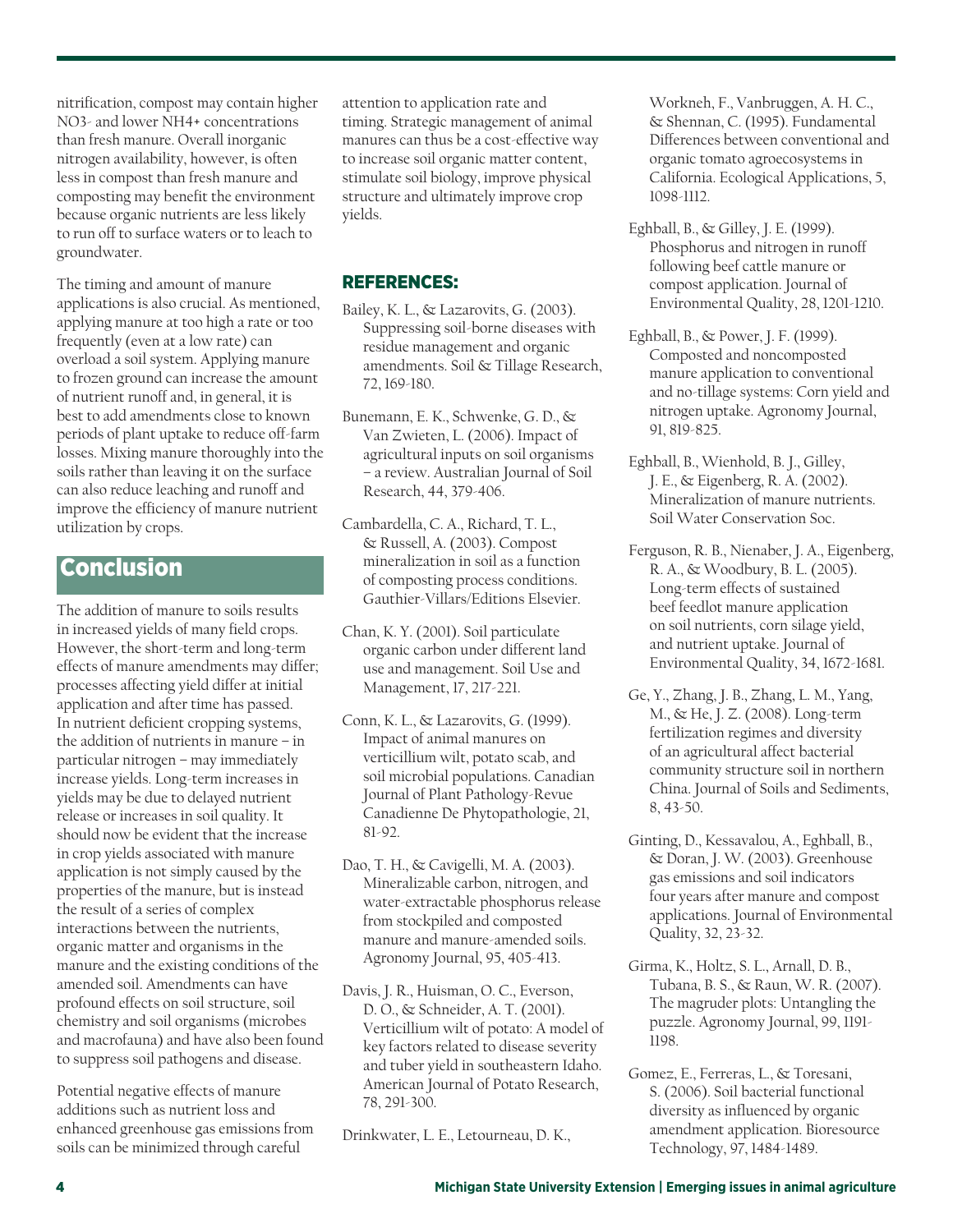nitrification, compost may contain higher $NO_3^-$ and lower $NH_4^+$ concentrations than fresh manure. Overall inorganic nitrogen availability, however, is often less in compost than fresh manure and composting may benefit the environment because organic nutrients are less likely to run off to surface waters or to leach to groundwater.

The timing and amount of manure applications is also crucial. As mentioned, applying manure at too high a rate or too frequently (even at a low rate) can overload a soil system. Applying manure to frozen ground can increase the amount of nutrient runoff and, in general, it is best to add amendments close to known periods of plant uptake to reduce off-farm losses. Mixing manure thoroughly into the soils rather than leaving it on the surface can also reduce leaching and runoff and improve the efficiency of manure nutrient utilization by crops.

## Conclusion

The addition of manure to soils results in increased yields of many field crops. However, the short-term and long-term effects of manure amendments may differ; processes affecting yield differ at initial application and after time has passed. In nutrient deficient cropping systems, the addition of nutrients in manure – in particular nitrogen – may immediately increase yields. Long-term increases in yields may be due to delayed nutrient release or increases in soil quality. It should now be evident that the increase in crop yields associated with manure application is not simply caused by the properties of the manure, but is instead the result of a series of complex interactions between the nutrients, organic matter and organisms in the manure and the existing conditions of the amended soil. Amendments can have profound effects on soil structure, soil chemistry and soil organisms (microbes and macrofauna) and have also been found to suppress soil pathogens and disease.

Potential negative effects of manure additions such as nutrient loss and enhanced greenhouse gas emissions from soils can be minimized through careful attention to application rate and timing. Strategic management of animal manures can thus be a cost-effective way to increase soil organic matter content, stimulate soil biology, improve physical structure and ultimately improve crop yields.

## REFERENCES:

Bailey, K. L., & Lazarovits, G. (2003). Suppressing soil-borne diseases with residue management and organic amendments. Soil & Tillage Research, 72, 169-180.

Bunemann, E. K., Schwenke, G. D., & Van Zwieten, L. (2006). Impact of agricultural inputs on soil organisms – a review. Australian Journal of Soil Research, 44, 379-406.

Cambardella, C. A., Richard, T. L., & Russell, A. (2003). Compost mineralization in soil as a function of composting process conditions. Gauthier-Villars/Editions Elsevier.

Chan, K. Y. (2001). Soil particulate organic carbon under different land use and management. Soil Use and Management, 17, 217-221.

Conn, K. L., & Lazarovits, G. (1999). Impact of animal manures on verticillium wilt, potato scab, and soil microbial populations. Canadian Journal of Plant Pathology-Revue Canadienne De Phytopathologie, 21, 81-92.

Dao, T. H., & Cavigelli, M. A. (2003). Mineralizable carbon, nitrogen, and water-extractable phosphorus release from stockpiled and composted manure and manure-amended soils. Agronomy Journal, 95, 405-413.

Davis, J. R., Huisman, O. C., Everson, D. O., & Schneider, A. T. (2001). Verticillium wilt of potato: A model of key factors related to disease severity and tuber yield in southeastern Idaho. American Journal of Potato Research, 78, 291-300.

Drinkwater, L. E., Letourneau, D. K., Workneh, F., Vanbruggen, A. H. C., & Shennan, C. (1995). Fundamental Differences between conventional and organic tomato agroecosystems in California. Ecological Applications, 5, 1098-1112.

Eghball, B., & Gilley, J. E. (1999). Phosphorus and nitrogen in runoff following beef cattle manure or compost application. Journal of Environmental Quality, 28, 1201-1210.

Eghball, B., & Power, J. F. (1999). Composted and noncomposted manure application to conventional and no-tillage systems: Corn yield and nitrogen uptake. Agronomy Journal, 91, 819-825.

Eghball, B., Wienhold, B. J., Gilley, J. E., & Eigenberg, R. A. (2002). Mineralization of manure nutrients. Soil Water Conservation Soc.

Ferguson, R. B., Nienaber, J. A., Eigenberg, R. A., & Woodbury, B. L. (2005). Long-term effects of sustained beef feedlot manure application on soil nutrients, corn silage yield, and nutrient uptake. Journal of Environmental Quality, 34, 1672-1681.

Ge, Y., Zhang, J. B., Zhang, L. M., Yang, M., & He, J. Z. (2008). Long-term fertilization regimes and diversity of an agricultural affect bacterial community structure soil in northern China. Journal of Soils and Sediments, 8, 43-50.

Ginting, D., Kessavalou, A., Eghball, B., & Doran, J. W. (2003). Greenhouse gas emissions and soil indicators four years after manure and compost applications. Journal of Environmental Quality, 32, 23-32.

Girma, K., Holtz, S. L., Arnall, D. B., Tubana, B. S., & Raun, W. R. (2007). The magruder plots: Untangling the puzzle. Agronomy Journal, 99, 1191-1198.

Gomez, E., Ferreras, L., & Toresani, S. (2006). Soil bacterial functional diversity as influenced by organic amendment application. Bioresource Technology, 97, 1484-1489.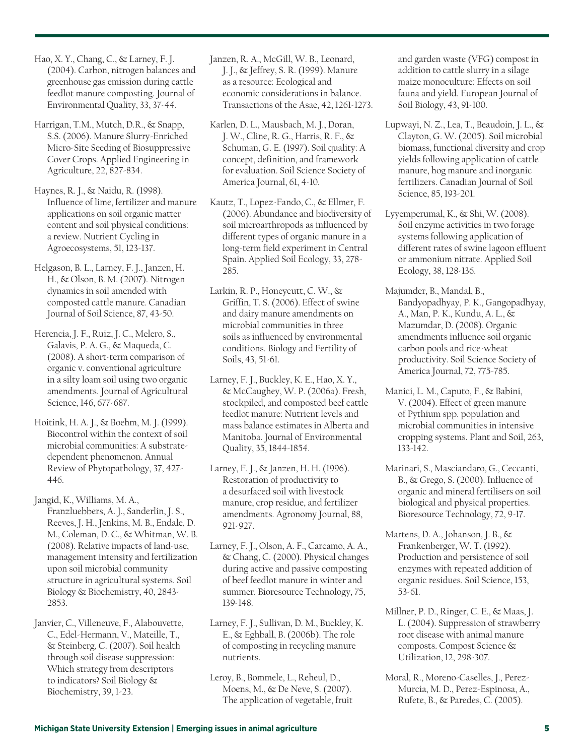Hao, X. Y., Chang, C., & Larney, F. J. (2004). Carbon, nitrogen balances and greenhouse gas emission during cattle feedlot manure composting. Journal of Environmental Quality, 33, 37-44.

Harrigan, T.M., Mutch, D.R., & Snapp, S.S. (2006). Manure Slurry-Enriched Micro-Site Seeding of Biosuppressive Cover Crops. Applied Engineering in Agriculture, 22, 827-834.

Haynes, R. J., & Naidu, R. (1998). Influence of lime, fertilizer and manure applications on soil organic matter content and soil physical conditions: a review. Nutrient Cycling in Agroecosystems, 51, 123-137.

Helgason, B. L., Larney, F. J., Janzen, H. H., & Olson, B. M. (2007). Nitrogen dynamics in soil amended with composted cattle manure. Canadian Journal of Soil Science, 87, 43-50.

Herencia, J. F., Ruiz, J. C., Melero, S., Galavis, P. A. G., & Maqueda, C. (2008). A short-term comparison of organic v. conventional agriculture in a silty loam soil using two organic amendments. Journal of Agricultural Science, 146, 677-687.

Hoitink, H. A. J., & Boehm, M. J. (1999). Biocontrol within the context of soil microbial communities: A substrate-dependent phenomenon. Annual Review of Phytopathology, 37, 427-446.

Jangid, K., Williams, M. A., Franzluebbers, A. J., Sanderlin, J. S., Reeves, J. H., Jenkins, M. B., Endale, D. M., Coleman, D. C., & Whitman, W. B. (2008). Relative impacts of land-use, management intensity and fertilization upon soil microbial community structure in agricultural systems. Soil Biology & Biochemistry, 40, 2843-2853.

Janvier, C., Villeneuve, F., Alabouvette, C., Edel-Hermann, V., Mateille, T., & Steinberg, C. (2007). Soil health through soil disease suppression: Which strategy from descriptors to indicators? Soil Biology & Biochemistry, 39, 1-23.

Janzen, R. A., McGill, W. B., Leonard, J. J., & Jeffrey, S. R. (1999). Manure as a resource: Ecological and economic considerations in balance. Transactions of the Asae, 42, 1261-1273.

Karlen, D. L., Mausbach, M. J., Doran, J. W., Cline, R. G., Harris, R. F., & Schuman, G. E. (1997). Soil quality: A concept, definition, and framework for evaluation. Soil Science Society of America Journal, 61, 4-10.

Kautz, T., Lopez-Fando, C., & Ellmer, F. (2006). Abundance and biodiversity of soil microarthropods as influenced by different types of organic manure in a long-term field experiment in Central Spain. Applied Soil Ecology, 33, 278-285.

Larkin, R. P., Honeycutt, C. W., & Griffin, T. S. (2006). Effect of swine and dairy manure amendments on microbial communities in three soils as influenced by environmental conditions. Biology and Fertility of Soils, 43, 51-61.

Larney, F. J., Buckley, K. E., Hao, X. Y., & McCaughey, W. P. (2006a). Fresh, stockpiled, and composted beef cattle feedlot manure: Nutrient levels and mass balance estimates in Alberta and Manitoba. Journal of Environmental Quality, 35, 1844-1854.

Larney, F. J., & Janzen, H. H. (1996). Restoration of productivity to a desurfaced soil with livestock manure, crop residue, and fertilizer amendments. Agronomy Journal, 88, 921-927.

Larney, F. J., Olson, A. F., Carcamo, A. A., & Chang, C. (2000). Physical changes during active and passive composting of beef feedlot manure in winter and summer. Bioresource Technology, 75, 139-148.

Larney, F. J., Sullivan, D. M., Buckley, K. E., & Eghball, B. (2006b). The role of composting in recycling manure nutrients.

Leroy, B., Bommele, L., Reheul, D., Moens, M., & De Neve, S. (2007). The application of vegetable, fruit and garden waste (VFG) compost in addition to cattle slurry in a silage maize monoculture: Effects on soil fauna and yield. European Journal of Soil Biology, 43, 91-100.

Lupwayi, N. Z., Lea, T., Beaudoin, J. L., & Clayton, G. W. (2005). Soil microbial biomass, functional diversity and crop yields following application of cattle manure, hog manure and inorganic fertilizers. Canadian Journal of Soil Science, 85, 193-201.

Lyyemperumal, K., & Shi, W. (2008). Soil enzyme activities in two forage systems following application of different rates of swine lagoon effluent or ammonium nitrate. Applied Soil Ecology, 38, 128-136.

Majumder, B., Mandal, B., Bandyopadhyay, P. K., Gangopadhyay, A., Man, P. K., Kundu, A. L., & Mazumdar, D. (2008). Organic amendments influence soil organic carbon pools and rice-wheat productivity. Soil Science Society of America Journal, 72, 775-785.

Manici, L. M., Caputo, F., & Babini, V. (2004). Effect of green manure of Pythium spp. population and microbial communities in intensive cropping systems. Plant and Soil, 263, 133-142.

Marinari, S., Masciandaro, G., Ceccanti, B., & Grego, S. (2000). Influence of organic and mineral fertilisers on soil biological and physical properties. Bioresource Technology, 72, 9-17.

Martens, D. A., Johanson, J. B., & Frankenberger, W. T. (1992). Production and persistence of soil enzymes with repeated addition of organic residues. Soil Science, 153, 53-61.

Millner, P. D., Ringer, C. E., & Maas, J. L. (2004). Suppression of strawberry root disease with animal manure composts. Compost Science & Utilization, 12, 298-307.

Moral, R., Moreno-Caselles, J., Perez-Murcia, M. D., Perez-Espinosa, A., Rufete, B., & Paredes, C. (2005).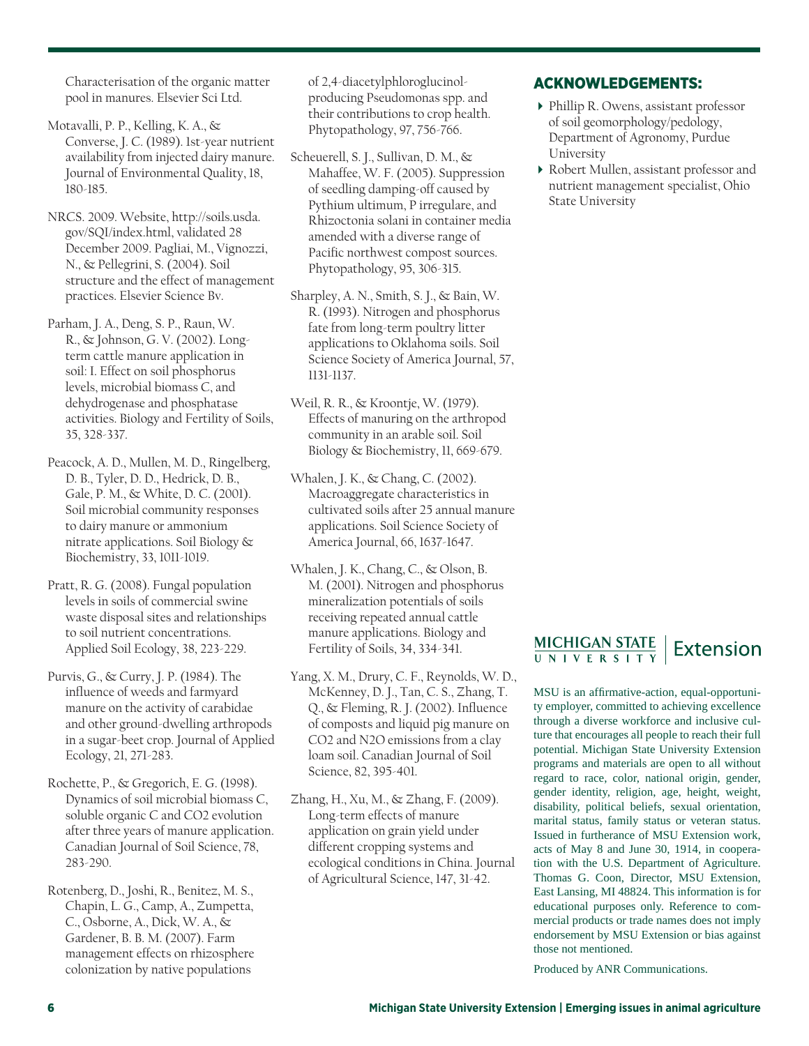Characterisation of the organic matter pool in manures. Elsevier Sci Ltd.

Motavalli, P. P., Kelling, K. A., & Converse, J. C. (1989). 1st-year nutrient availability from injected dairy manure. Journal of Environmental Quality, 18, 180-185.

NRCS. 2009. Website, http://soils.usda.gov/SQI/index.html, validated 28 December 2009. Pagliai, M., Vignozzi, N., & Pellegrini, S. (2004). Soil structure and the effect of management practices. Elsevier Science Bv.

Parham, J. A., Deng, S. P., Raun, W. R., & Johnson, G. V. (2002). Long-term cattle manure application in soil: I. Effect on soil phosphorus levels, microbial biomass C, and dehydrogenase and phosphatase activities. Biology and Fertility of Soils, 35, 328-337.

Peacock, A. D., Mullen, M. D., Ringelberg, D. B., Tyler, D. D., Hedrick, D. B., Gale, P. M., & White, D. C. (2001). Soil microbial community responses to dairy manure or ammonium nitrate applications. Soil Biology & Biochemistry, 33, 1011-1019.

Pratt, R. G. (2008). Fungal population levels in soils of commercial swine waste disposal sites and relationships to soil nutrient concentrations. Applied Soil Ecology, 38, 223-229.

Purvis, G., & Curry, J. P. (1984). The influence of weeds and farmyard manure on the activity of carabidae and other ground-dwelling arthropods in a sugar-beet crop. Journal of Applied Ecology, 21, 271-283.

Rochette, P., & Gregorich, E. G. (1998). Dynamics of soil microbial biomass C, soluble organic C and CO2 evolution after three years of manure application. Canadian Journal of Soil Science, 78, 283-290.

Rotenberg, D., Joshi, R., Benitez, M. S., Chapin, L. G., Camp, A., Zumpetta, C., Osborne, A., Dick, W. A., & Gardener, B. B. M. (2007). Farm management effects on rhizosphere colonization by native populations of 2,4-diacetylphloroglucinol-producing Pseudomonas spp. and their contributions to crop health. Phytopathology, 97, 756-766.

Scheuerell, S. J., Sullivan, D. M., & Mahaffee, W. F. (2005). Suppression of seedling damping-off caused by Pythium ultimum, P irregulare, and Rhizoctonia solani in container media amended with a diverse range of Pacific northwest compost sources. Phytopathology, 95, 306-315.

Sharpley, A. N., Smith, S. J., & Bain, W. R. (1993). Nitrogen and phosphorus fate from long-term poultry litter applications to Oklahoma soils. Soil Science Society of America Journal, 57, 1131-1137.

Weil, R. R., & Kroontje, W. (1979). Effects of manuring on the arthropod community in an arable soil. Soil Biology & Biochemistry, 11, 669-679.

Whalen, J. K., & Chang, C. (2002). Macroaggregate characteristics in cultivated soils after 25 annual manure applications. Soil Science Society of America Journal, 66, 1637-1647.

Whalen, J. K., Chang, C., & Olson, B. M. (2001). Nitrogen and phosphorus mineralization potentials of soils receiving repeated annual cattle manure applications. Biology and Fertility of Soils, 34, 334-341.

Yang, X. M., Drury, C. F., Reynolds, W. D., McKenney, D. J., Tan, C. S., Zhang, T. Q., & Fleming, R. J. (2002). Influence of composts and liquid pig manure on CO2 and N2O emissions from a clay loam soil. Canadian Journal of Soil Science, 82, 395-401.

Zhang, H., Xu, M., & Zhang, F. (2009). Long-term effects of manure application on grain yield under different cropping systems and ecological conditions in China. Journal of Agricultural Science, 147, 31-42.

## ACKNOWLEDGEMENTS:

- Phillip R. Owens, assistant professor of soil geomorphology/pedology, Department of Agronomy, Purdue University
- Robert Mullen, assistant professor and nutrient management specialist, Ohio State University

MICHIGAN STATE UNIVERSITY | Extension

MSU is an affirmative-action, equal-opportunity employer, committed to achieving excellence through a diverse workforce and inclusive culture that encourages all people to reach their full potential. Michigan State University Extension programs and materials are open to all without regard to race, color, national origin, gender, gender identity, religion, age, height, weight, disability, political beliefs, sexual orientation, marital status, family status or veteran status. Issued in furtherance of MSU Extension work, acts of May 8 and June 30, 1914, in cooperation with the U.S. Department of Agriculture. Thomas G. Coon, Director, MSU Extension, East Lansing, MI 48824. This information is for educational purposes only. Reference to commercial products or trade names does not imply endorsement by MSU Extension or bias against those not mentioned.

Produced by ANR Communications.